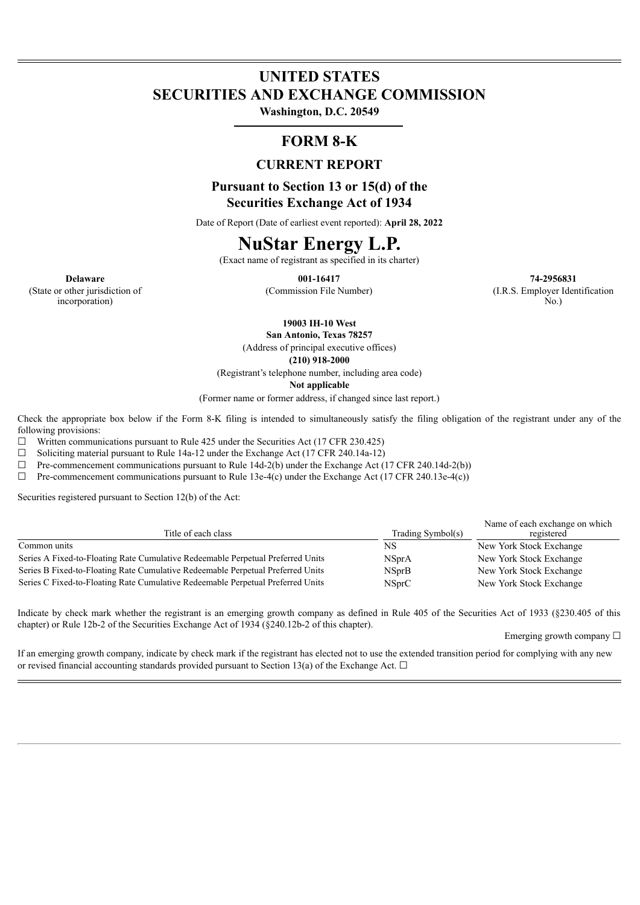# UNITED STATES
# SECURITIES AND EXCHANGE COMMISSION

**Washington, D.C. 20549**

## FORM 8-K

### CURRENT REPORT

### Pursuant to Section 13 or 15(d) of the Securities Exchange Act of 1934

Date of Report (Date of earliest event reported): **April 28, 2022**

# NuStar Energy L.P.

(Exact name of registrant as specified in its charter)

| **Delaware** | **001-16417** | **74-2956831** |
|---|---|---|
| (State or other jurisdiction of incorporation) | (Commission File Number) | (I.R.S. Employer Identification No.) |

**19003 IH-10 West**
**San Antonio, Texas 78257**
(Address of principal executive offices)
**(210) 918-2000**
(Registrant's telephone number, including area code)
**Not applicable**
(Former name or former address, if changed since last report.)

Check the appropriate box below if the Form 8-K filing is intended to simultaneously satisfy the filing obligation of the registrant under any of the following provisions:

☐ Written communications pursuant to Rule 425 under the Securities Act (17 CFR 230.425)
☐ Soliciting material pursuant to Rule 14a-12 under the Exchange Act (17 CFR 240.14a-12)
☐ Pre-commencement communications pursuant to Rule 14d-2(b) under the Exchange Act (17 CFR 240.14d-2(b))
☐ Pre-commencement communications pursuant to Rule 13e-4(c) under the Exchange Act (17 CFR 240.13e-4(c))

Securities registered pursuant to Section 12(b) of the Act:

| Title of each class | Trading Symbol(s) | Name of each exchange on which registered |
|---|---|---|
| Common units | NS | New York Stock Exchange |
| Series A Fixed-to-Floating Rate Cumulative Redeemable Perpetual Preferred Units | NSprA | New York Stock Exchange |
| Series B Fixed-to-Floating Rate Cumulative Redeemable Perpetual Preferred Units | NSprB | New York Stock Exchange |
| Series C Fixed-to-Floating Rate Cumulative Redeemable Perpetual Preferred Units | NSprC | New York Stock Exchange |

Indicate by check mark whether the registrant is an emerging growth company as defined in Rule 405 of the Securities Act of 1933 (§230.405 of this chapter) or Rule 12b-2 of the Securities Exchange Act of 1934 (§240.12b-2 of this chapter).

Emerging growth company ☐

If an emerging growth company, indicate by check mark if the registrant has elected not to use the extended transition period for complying with any new or revised financial accounting standards provided pursuant to Section 13(a) of the Exchange Act. ☐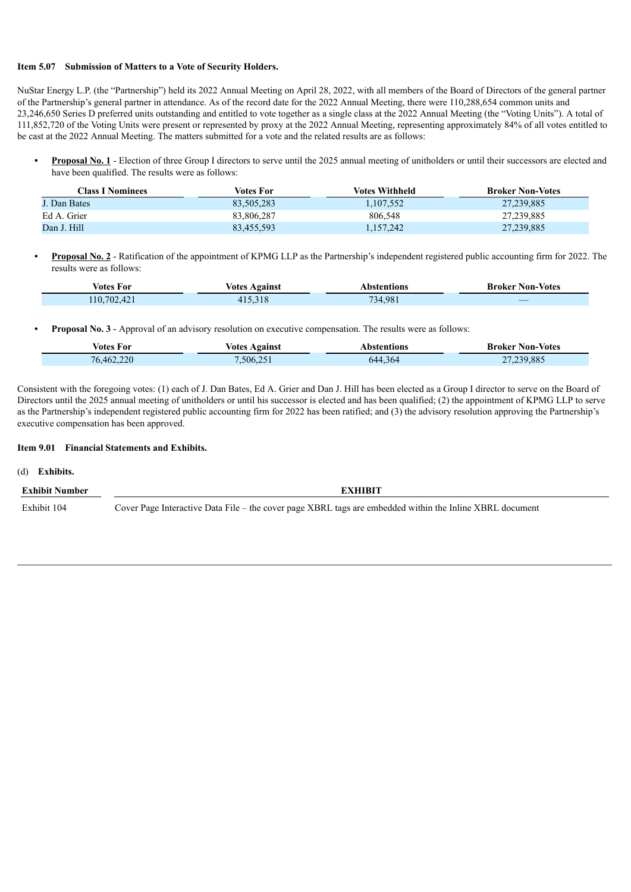**Item 5.07 Submission of Matters to a Vote of Security Holders.**

NuStar Energy L.P. (the "Partnership") held its 2022 Annual Meeting on April 28, 2022, with all members of the Board of Directors of the general partner of the Partnership's general partner in attendance. As of the record date for the 2022 Annual Meeting, there were 110,288,654 common units and 23,246,650 Series D preferred units outstanding and entitled to vote together as a single class at the 2022 Annual Meeting (the "Voting Units"). A total of 111,852,720 of the Voting Units were present or represented by proxy at the 2022 Annual Meeting, representing approximately 84% of all votes entitled to be cast at the 2022 Annual Meeting. The matters submitted for a vote and the related results are as follows:

- **Proposal No. 1** - Election of three Group I directors to serve until the 2025 annual meeting of unitholders or until their successors are elected and have been qualified. The results were as follows:

| Class I Nominees | Votes For | Votes Withheld | Broker Non-Votes |
|---|---|---|---|
| J. Dan Bates | 83,505,283 | 1,107,552 | 27,239,885 |
| Ed A. Grier | 83,806,287 | 806,548 | 27,239,885 |
| Dan J. Hill | 83,455,593 | 1,157,242 | 27,239,885 |

- **Proposal No. 2** - Ratification of the appointment of KPMG LLP as the Partnership's independent registered public accounting firm for 2022. The results were as follows:

| Votes For | Votes Against | Abstentions | Broker Non-Votes |
|---|---|---|---|
| 110,702,421 | 415,318 | 734,981 | — |

- **Proposal No. 3** - Approval of an advisory resolution on executive compensation. The results were as follows:

| Votes For | Votes Against | Abstentions | Broker Non-Votes |
|---|---|---|---|
| 76,462,220 | 7,506,251 | 644,364 | 27,239,885 |

Consistent with the foregoing votes: (1) each of J. Dan Bates, Ed A. Grier and Dan J. Hill has been elected as a Group I director to serve on the Board of Directors until the 2025 annual meeting of unitholders or until his successor is elected and has been qualified; (2) the appointment of KPMG LLP to serve as the Partnership's independent registered public accounting firm for 2022 has been ratified; and (3) the advisory resolution approving the Partnership's executive compensation has been approved.

**Item 9.01 Financial Statements and Exhibits.**

(d) **Exhibits.**

| Exhibit Number | EXHIBIT |
|---|---|
| Exhibit 104 | Cover Page Interactive Data File – the cover page XBRL tags are embedded within the Inline XBRL document |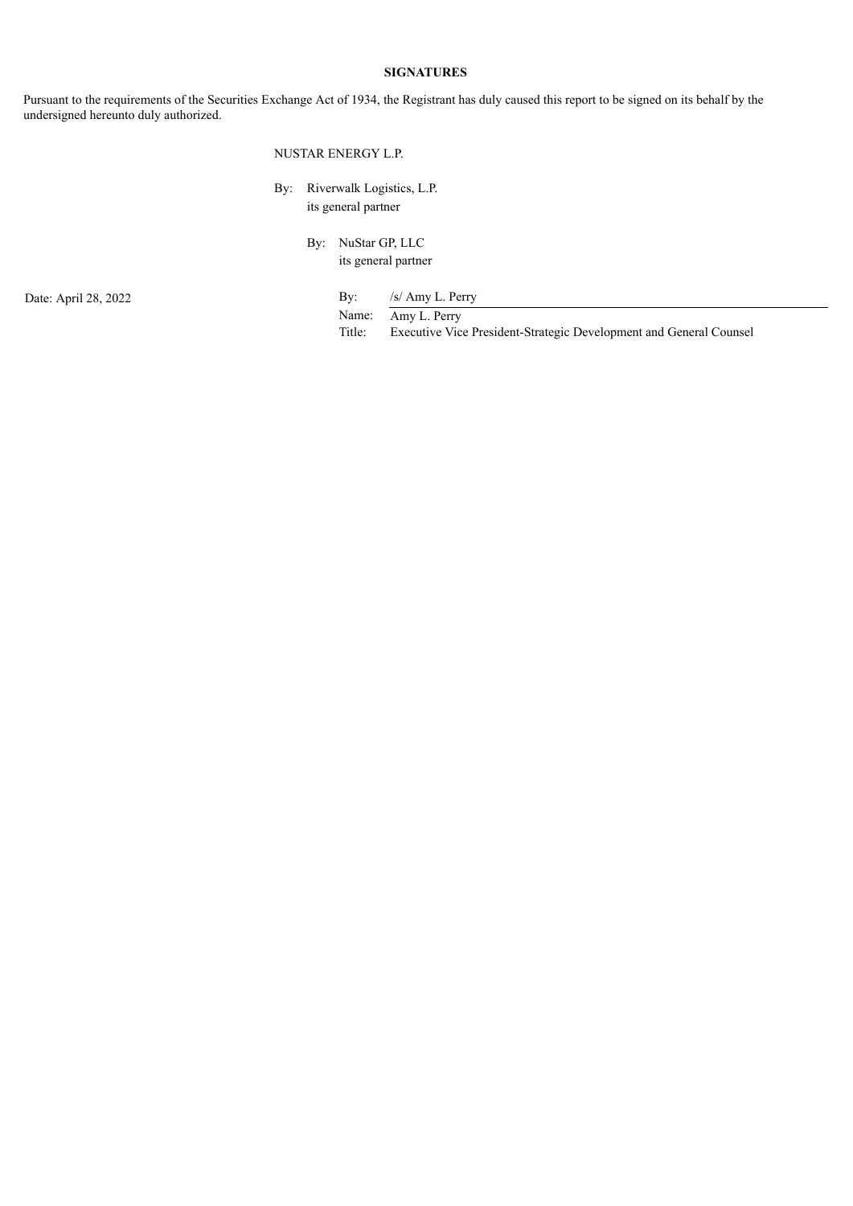**SIGNATURES**

Pursuant to the requirements of the Securities Exchange Act of 1934, the Registrant has duly caused this report to be signed on its behalf by the undersigned hereunto duly authorized.

NUSTAR ENERGY L.P.

By: Riverwalk Logistics, L.P.
its general partner

By: NuStar GP, LLC
its general partner

Date: April 28, 2022

By: /s/ Amy L. Perry
Name: Amy L. Perry
Title: Executive Vice President-Strategic Development and General Counsel